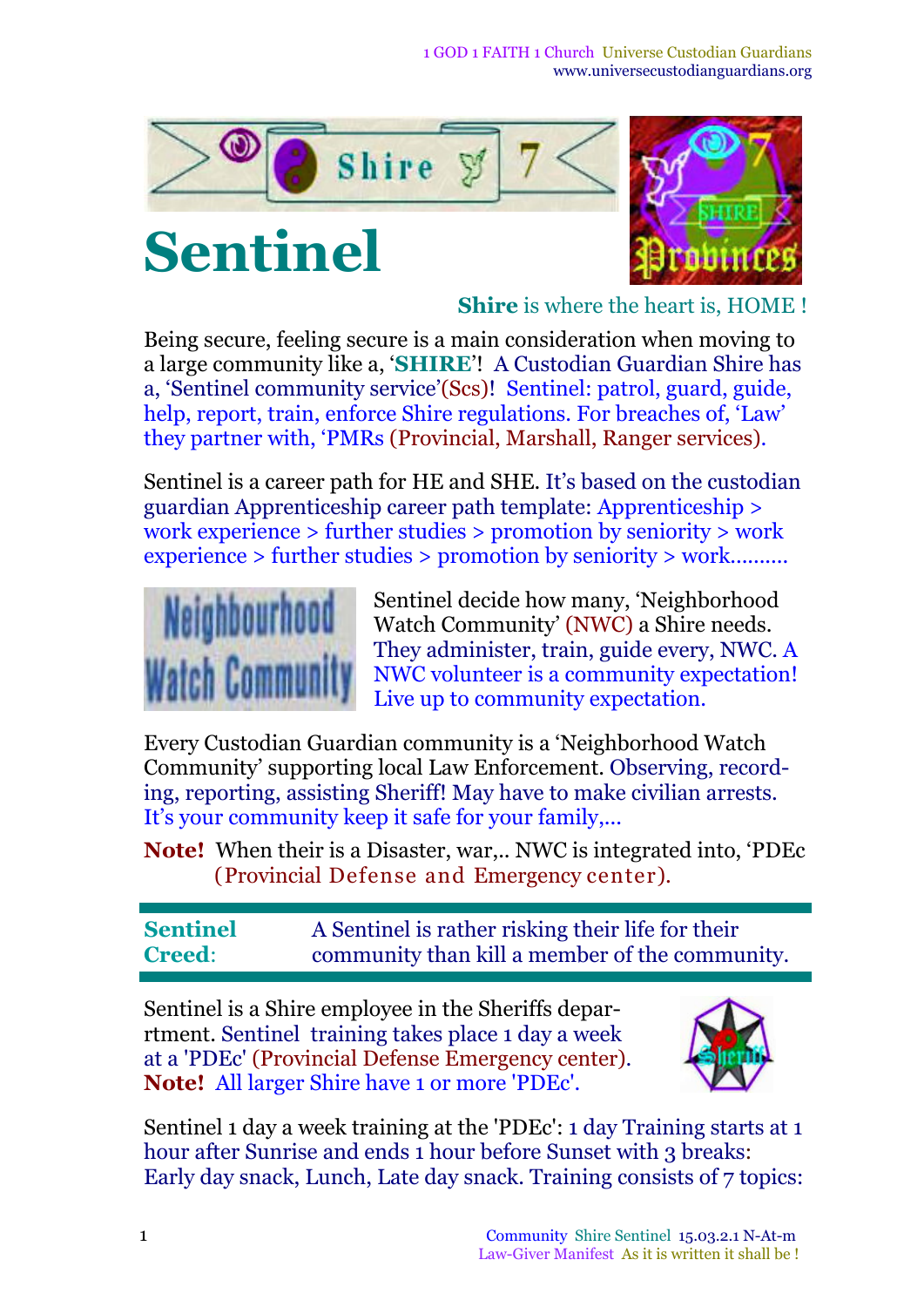# Sentinel

**Shire** is where the heart is, HOME !

Being secure, feeling secure is a main consideration when moving to a large community like a, '**SHIRE**'! A Custodian Guardian Shire has a, 'Sentinel community service'(Scs)! Sentinel: patrol, guard, guide, help, report, train, enforce Shire regulations. For breaches of, 'Law' they partner with, 'PMRs (Provincial, Marshall, Ranger services).

Sentinel is a career path for HE and SHE. It's based on the custodian guardian Apprenticeship career path template: Apprenticeship > work experience > further studies > promotion by seniority > work experience > further studies > promotion by seniority > work..........

Sentinel decide how many, 'Neighborhood Watch Community' (NWC) a Shire needs. They administer, train, guide every, NWC. A NWC volunteer is a community expectation! Live up to community expectation.

Every Custodian Guardian community is a 'Neighborhood Watch Community' supporting local Law Enforcement. Observing, recording, reporting, assisting Sheriff! May have to make civilian arrests. It's your community keep it safe for your family,...

**Note!** When their is a Disaster, war,.. NWC is integrated into, 'PDEc (Provincial Defense and Emergency center).

| **Sentinel Creed**: | A Sentinel is rather risking their life for their community than kill a member of the community. |
|---|---|

Sentinel is a Shire employee in the Sheriffs department. Sentinel training takes place 1 day a week at a 'PDEc' (Provincial Defense Emergency center). **Note!** All larger Shire have 1 or more 'PDEc'.

Sentinel 1 day a week training at the 'PDEc': 1 day Training starts at 1 hour after Sunrise and ends 1 hour before Sunset with 3 breaks: Early day snack, Lunch, Late day snack. Training consists of 7 topics: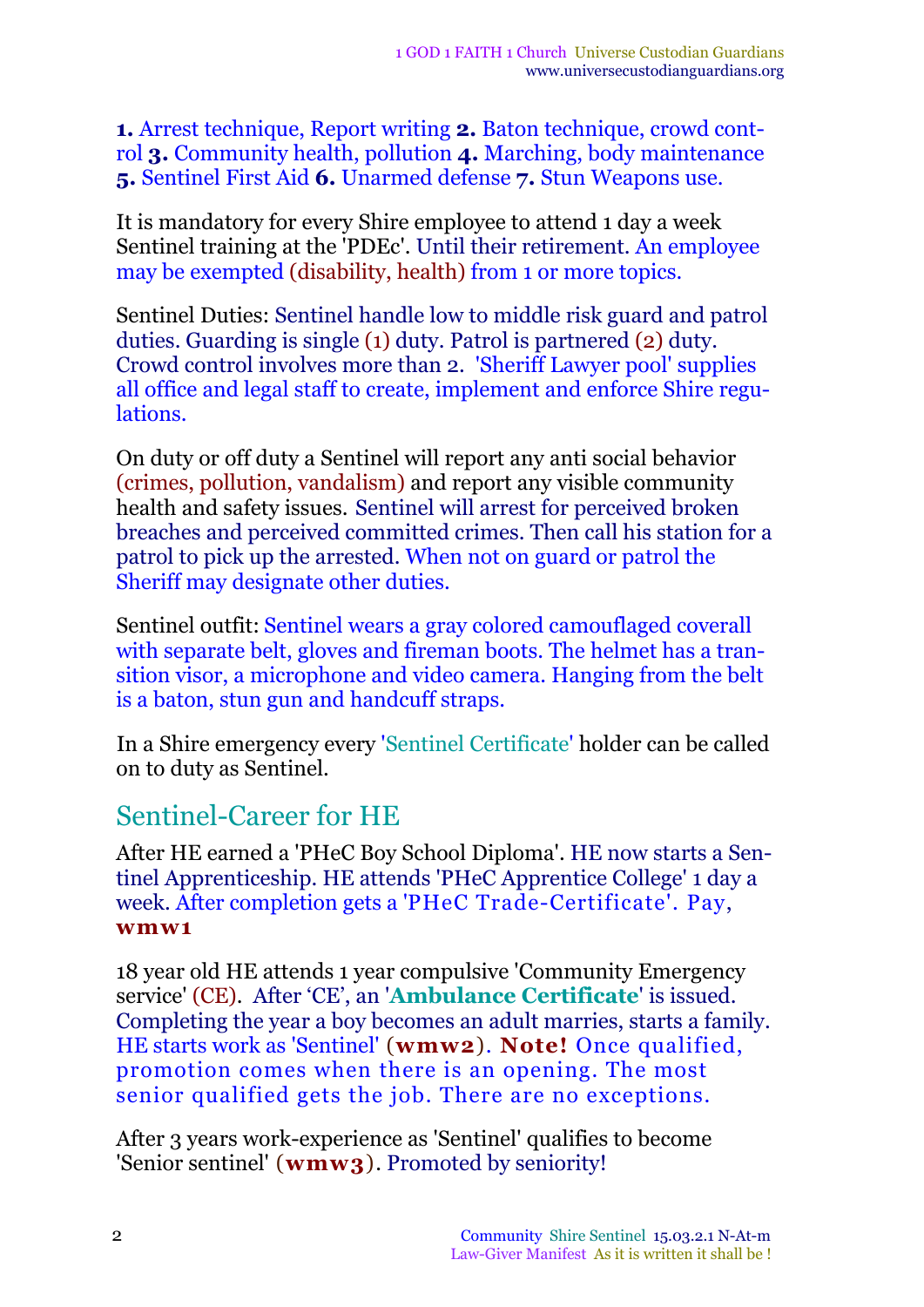**1.** Arrest technique, Report writing **2.** Baton technique, crowd control **3.** Community health, pollution **4.** Marching, body maintenance **5.** Sentinel First Aid **6.** Unarmed defense **7.** Stun Weapons use.

It is mandatory for every Shire employee to attend 1 day a week Sentinel training at the 'PDEc'. Until their retirement. An employee may be exempted (disability, health) from 1 or more topics.

Sentinel Duties: Sentinel handle low to middle risk guard and patrol duties. Guarding is single (1) duty. Patrol is partnered (2) duty. Crowd control involves more than 2. 'Sheriff Lawyer pool' supplies all office and legal staff to create, implement and enforce Shire regulations.

On duty or off duty a Sentinel will report any anti social behavior (crimes, pollution, vandalism) and report any visible community health and safety issues. Sentinel will arrest for perceived broken breaches and perceived committed crimes. Then call his station for a patrol to pick up the arrested. When not on guard or patrol the Sheriff may designate other duties.

Sentinel outfit: Sentinel wears a gray colored camouflaged coverall with separate belt, gloves and fireman boots. The helmet has a transition visor, a microphone and video camera. Hanging from the belt is a baton, stun gun and handcuff straps.

In a Shire emergency every 'Sentinel Certificate' holder can be called on to duty as Sentinel.

## Sentinel-Career for HE

After HE earned a 'PHeC Boy School Diploma'. HE now starts a Sentinel Apprenticeship. HE attends 'PHeC Apprentice College' 1 day a week. After completion gets a 'PHeC Trade-Certificate'. Pay, **wmw1**

18 year old HE attends 1 year compulsive 'Community Emergency service' (CE). After 'CE', an '**Ambulance Certificate**' is issued. Completing the year a boy becomes an adult marries, starts a family. HE starts work as 'Sentinel' (**wmw2**). **Note!** Once qualified, promotion comes when there is an opening. The most senior qualified gets the job. There are no exceptions.

After 3 years work-experience as 'Sentinel' qualifies to become 'Senior sentinel' (**wmw3**). Promoted by seniority!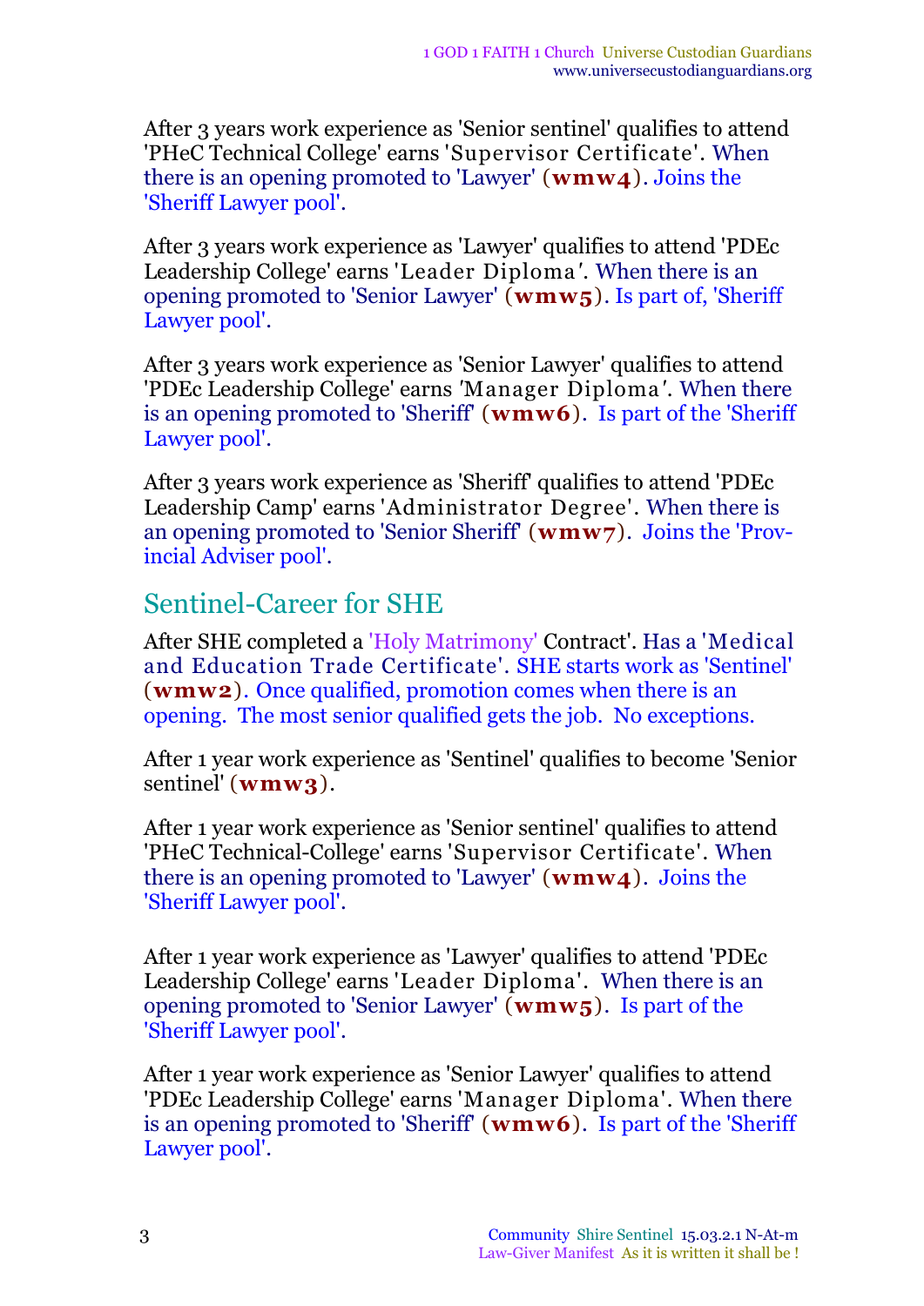After 3 years work experience as 'Senior sentinel' qualifies to attend 'PHeC Technical College' earns 'Supervisor Certificate'. When there is an opening promoted to 'Lawyer' (**wmw4**). Joins the 'Sheriff Lawyer pool'.

After 3 years work experience as 'Lawyer' qualifies to attend 'PDEc Leadership College' earns 'Leader Diploma'. When there is an opening promoted to 'Senior Lawyer' (**wmw5**). Is part of, 'Sheriff Lawyer pool'.

After 3 years work experience as 'Senior Lawyer' qualifies to attend 'PDEc Leadership College' earns 'Manager Diploma'. When there is an opening promoted to 'Sheriff' (**wmw6**). Is part of the 'Sheriff Lawyer pool'.

After 3 years work experience as 'Sheriff' qualifies to attend 'PDEc Leadership Camp' earns 'Administrator Degree'. When there is an opening promoted to 'Senior Sheriff' (**wmw7**). Joins the 'Provincial Adviser pool'.

## Sentinel-Career for SHE

After SHE completed a 'Holy Matrimony' Contract'. Has a 'Medical and Education Trade Certificate'. SHE starts work as 'Sentinel' (**wmw2**). Once qualified, promotion comes when there is an opening. The most senior qualified gets the job. No exceptions.

After 1 year work experience as 'Sentinel' qualifies to become 'Senior sentinel' (**wmw3**).

After 1 year work experience as 'Senior sentinel' qualifies to attend 'PHeC Technical-College' earns 'Supervisor Certificate'. When there is an opening promoted to 'Lawyer' (**wmw4**). Joins the 'Sheriff Lawyer pool'.

After 1 year work experience as 'Lawyer' qualifies to attend 'PDEc Leadership College' earns 'Leader Diploma'. When there is an opening promoted to 'Senior Lawyer' (**wmw5**). Is part of the 'Sheriff Lawyer pool'.

After 1 year work experience as 'Senior Lawyer' qualifies to attend 'PDEc Leadership College' earns 'Manager Diploma'. When there is an opening promoted to 'Sheriff' (**wmw6**). Is part of the 'Sheriff Lawyer pool'.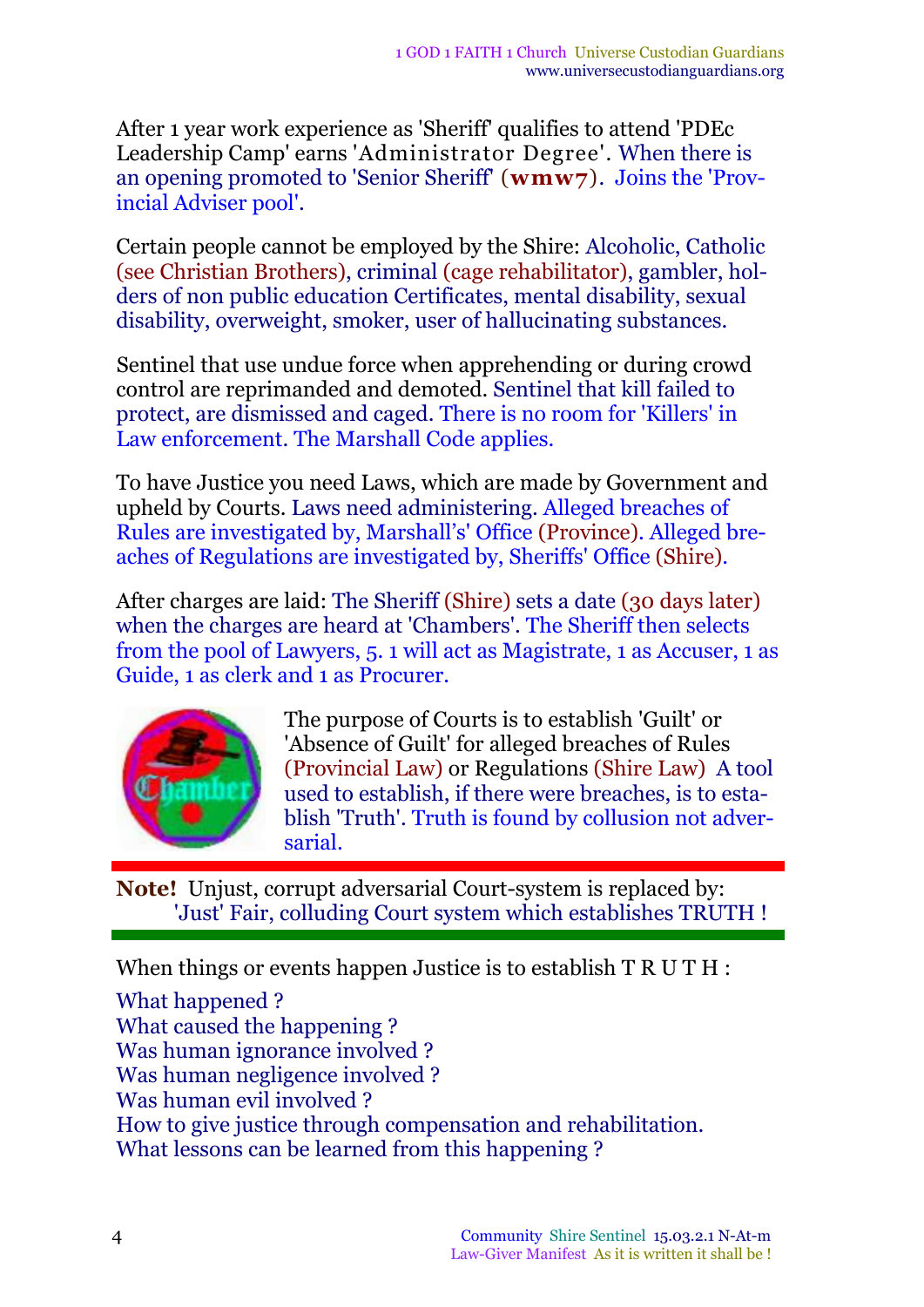After 1 year work experience as 'Sheriff' qualifies to attend 'PDEc Leadership Camp' earns 'Administrator Degree'. When there is an opening promoted to 'Senior Sheriff' (**wmw7**). Joins the 'Provincial Adviser pool'.

Certain people cannot be employed by the Shire: Alcoholic, Catholic (see Christian Brothers), criminal (cage rehabilitator), gambler, holders of non public education Certificates, mental disability, sexual disability, overweight, smoker, user of hallucinating substances.

Sentinel that use undue force when apprehending or during crowd control are reprimanded and demoted. Sentinel that kill failed to protect, are dismissed and caged. There is no room for 'Killers' in Law enforcement. The Marshall Code applies.

To have Justice you need Laws, which are made by Government and upheld by Courts. Laws need administering. Alleged breaches of Rules are investigated by, Marshall's' Office (Province). Alleged breaches of Regulations are investigated by, Sheriffs' Office (Shire).

After charges are laid: The Sheriff (Shire) sets a date (30 days later) when the charges are heard at 'Chambers'. The Sheriff then selects from the pool of Lawyers, 5. 1 will act as Magistrate, 1 as Accuser, 1 as Guide, 1 as clerk and 1 as Procurer.

The purpose of Courts is to establish 'Guilt' or 'Absence of Guilt' for alleged breaches of Rules (Provincial Law) or Regulations (Shire Law) A tool used to establish, if there were breaches, is to establish 'Truth'. Truth is found by collusion not adversarial.

**Note!** Unjust, corrupt adversarial Court-system is replaced by: 'Just' Fair, colluding Court system which establishes TRUTH !

When things or events happen Justice is to establish T R U T H :

What happened ?
What caused the happening ?
Was human ignorance involved ?
Was human negligence involved ?
Was human evil involved ?
How to give justice through compensation and rehabilitation.
What lessons can be learned from this happening ?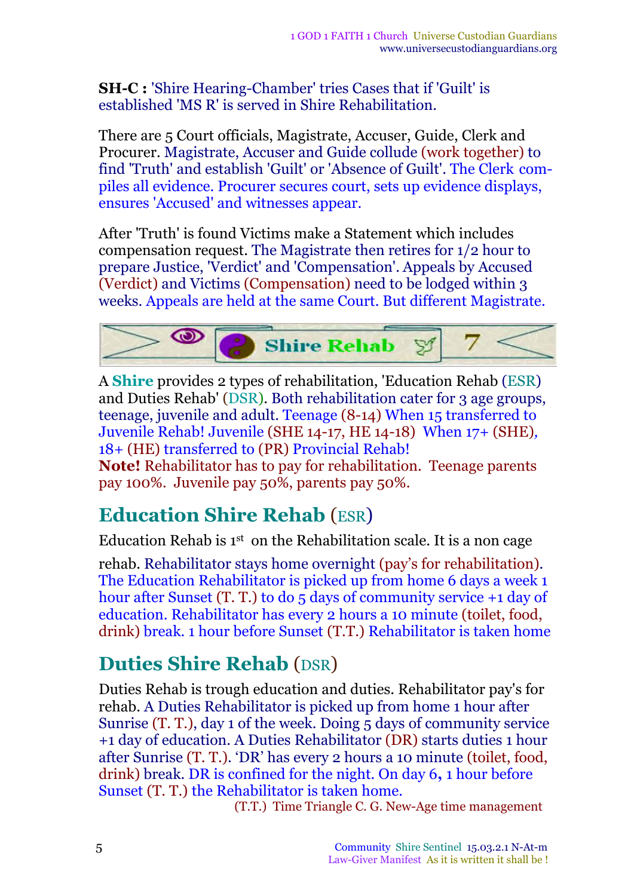**SH-C :** 'Shire Hearing-Chamber' tries Cases that if 'Guilt' is established 'MS R' is served in Shire Rehabilitation.

There are 5 Court officials, Magistrate, Accuser, Guide, Clerk and Procurer. Magistrate, Accuser and Guide collude (work together) to find 'Truth' and establish 'Guilt' or 'Absence of Guilt'. The Clerk compiles all evidence. Procurer secures court, sets up evidence displays, ensures 'Accused' and witnesses appear.

After 'Truth' is found Victims make a Statement which includes compensation request. The Magistrate then retires for 1/2 hour to prepare Justice, 'Verdict' and 'Compensation'. Appeals by Accused (Verdict) and Victims (Compensation) need to be lodged within 3 weeks. Appeals are held at the same Court. But different Magistrate.

**Shire Rehab 7**

A **Shire** provides 2 types of rehabilitation, 'Education Rehab (ESR) and Duties Rehab' (DSR). Both rehabilitation cater for 3 age groups, teenage, juvenile and adult. Teenage (8-14) When 15 transferred to Juvenile Rehab! Juvenile (SHE 14-17, HE 14-18) When 17+ (SHE), 18+ (HE) transferred to (PR) Provincial Rehab!
**Note!** Rehabilitator has to pay for rehabilitation. Teenage parents pay 100%. Juvenile pay 50%, parents pay 50%.

## Education Shire Rehab (ESR)

Education Rehab is 1st on the Rehabilitation scale. It is a non cage rehab. Rehabilitator stays home overnight (pay's for rehabilitation). The Education Rehabilitator is picked up from home 6 days a week 1 hour after Sunset (T. T.) to do 5 days of community service +1 day of education. Rehabilitator has every 2 hours a 10 minute (toilet, food, drink) break. 1 hour before Sunset (T.T.) Rehabilitator is taken home

## Duties Shire Rehab (DSR)

Duties Rehab is trough education and duties. Rehabilitator pay's for rehab. A Duties Rehabilitator is picked up from home 1 hour after Sunrise (T. T.), day 1 of the week. Doing 5 days of community service +1 day of education. A Duties Rehabilitator (DR) starts duties 1 hour after Sunrise (T. T.). 'DR' has every 2 hours a 10 minute (toilet, food, drink) break. DR is confined for the night. On day 6, 1 hour before Sunset (T. T.) the Rehabilitator is taken home.

(T.T.) Time Triangle C. G. New-Age time management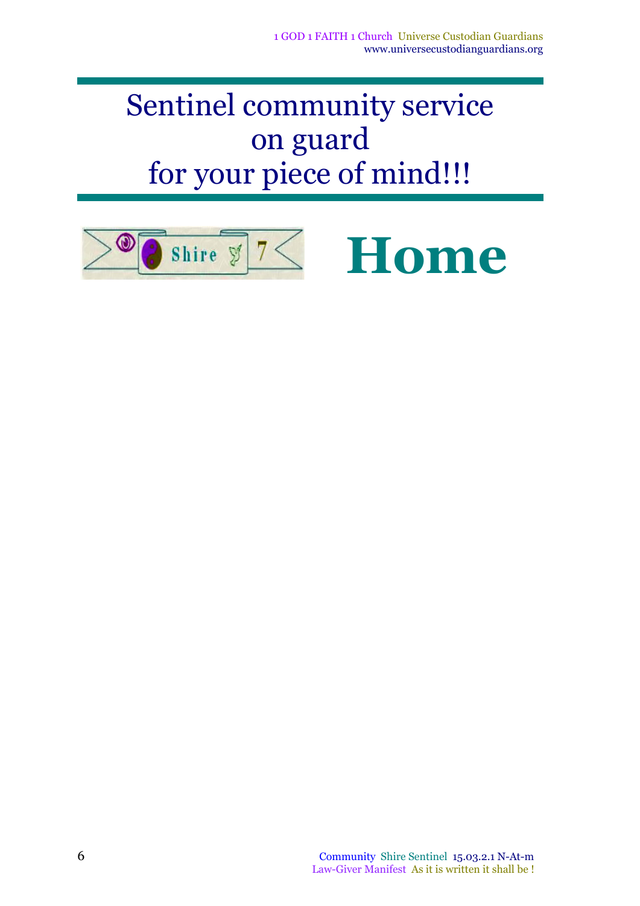# Sentinel community service on guard for your piece of mind!!!

Shire 7

# Home